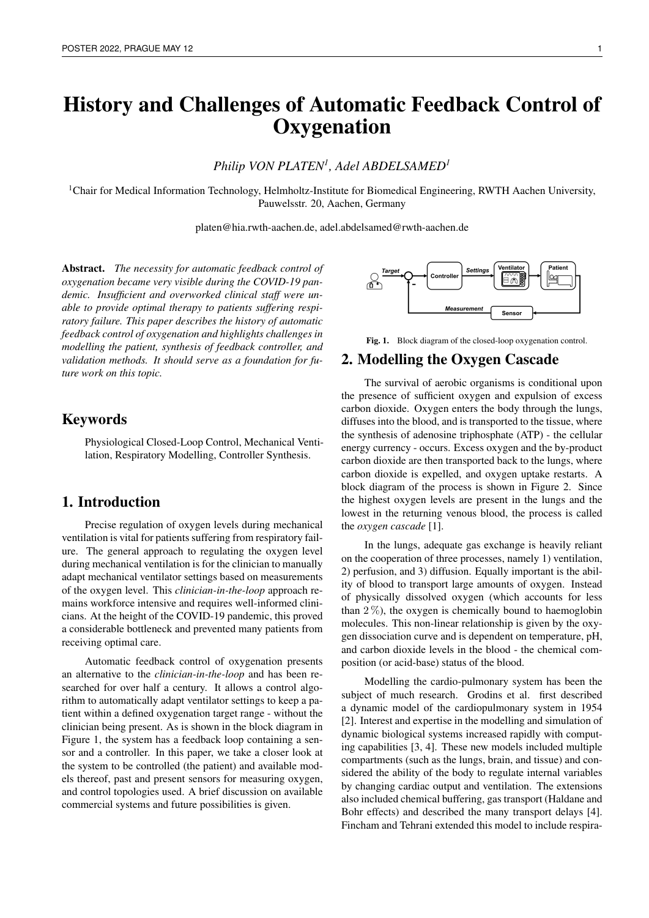# History and Challenges of Automatic Feedback Control of Oxygenation

*Philip VON PLATEN[1], Adel ABDELSAMED[1]*

[1]Chair for Medical Information Technology, Helmholtz-Institute for Biomedical Engineering, RWTH Aachen University, Pauwelsstr. 20, Aachen, Germany

platen@hia.rwth-aachen.de, adel.abdelsamed@rwth-aachen.de

**Abstract.** *The necessity for automatic feedback control of oxygenation became very visible during the COVID-19 pandemic. Insufficient and overworked clinical staff were unable to provide optimal therapy to patients suffering respiratory failure. This paper describes the history of automatic feedback control of oxygenation and highlights challenges in modelling the patient, synthesis of feedback controller, and validation methods. It should serve as a foundation for future work on this topic.*

## Keywords

Physiological Closed-Loop Control, Mechanical Ventilation, Respiratory Modelling, Controller Synthesis.

## 1. Introduction

Precise regulation of oxygen levels during mechanical ventilation is vital for patients suffering from respiratory failure. The general approach to regulating the oxygen level during mechanical ventilation is for the clinician to manually adapt mechanical ventilator settings based on measurements of the oxygen level. This *clinician-in-the-loop* approach remains workforce intensive and requires well-informed clinicians. At the height of the COVID-19 pandemic, this proved a considerable bottleneck and prevented many patients from receiving optimal care.

Automatic feedback control of oxygenation presents an alternative to the *clinician-in-the-loop* and has been researched for over half a century. It allows a control algorithm to automatically adapt ventilator settings to keep a patient within a defined oxygenation target range - without the clinician being present. As is shown in the block diagram in Figure 1, the system has a feedback loop containing a sensor and a controller. In this paper, we take a closer look at the system to be controlled (the patient) and available models thereof, past and present sensors for measuring oxygen, and control topologies used. A brief discussion on available commercial systems and future possibilities is given.

**Fig. 1.** Block diagram of the closed-loop oxygenation control.

## 2. Modelling the Oxygen Cascade

The survival of aerobic organisms is conditional upon the presence of sufficient oxygen and expulsion of excess carbon dioxide. Oxygen enters the body through the lungs, diffuses into the blood, and is transported to the tissue, where the synthesis of adenosine triphosphate (ATP) - the cellular energy currency - occurs. Excess oxygen and the by-product carbon dioxide are then transported back to the lungs, where carbon dioxide is expelled, and oxygen uptake restarts. A block diagram of the process is shown in Figure 2. Since the highest oxygen levels are present in the lungs and the lowest in the returning venous blood, the process is called the *oxygen cascade* [1].

In the lungs, adequate gas exchange is heavily reliant on the cooperation of three processes, namely 1) ventilation, 2) perfusion, and 3) diffusion. Equally important is the ability of blood to transport large amounts of oxygen. Instead of physically dissolved oxygen (which accounts for less than $2\,\%$), the oxygen is chemically bound to haemoglobin molecules. This non-linear relationship is given by the oxygen dissociation curve and is dependent on temperature, pH, and carbon dioxide levels in the blood - the chemical composition (or acid-base) status of the blood.

Modelling the cardio-pulmonary system has been the subject of much research. Grodins et al. first described a dynamic model of the cardiopulmonary system in 1954 [2]. Interest and expertise in the modelling and simulation of dynamic biological systems increased rapidly with computing capabilities [3, 4]. These new models included multiple compartments (such as the lungs, brain, and tissue) and considered the ability of the body to regulate internal variables by changing cardiac output and ventilation. The extensions also included chemical buffering, gas transport (Haldane and Bohr effects) and described the many transport delays [4]. Fincham and Tehrani extended this model to include respira-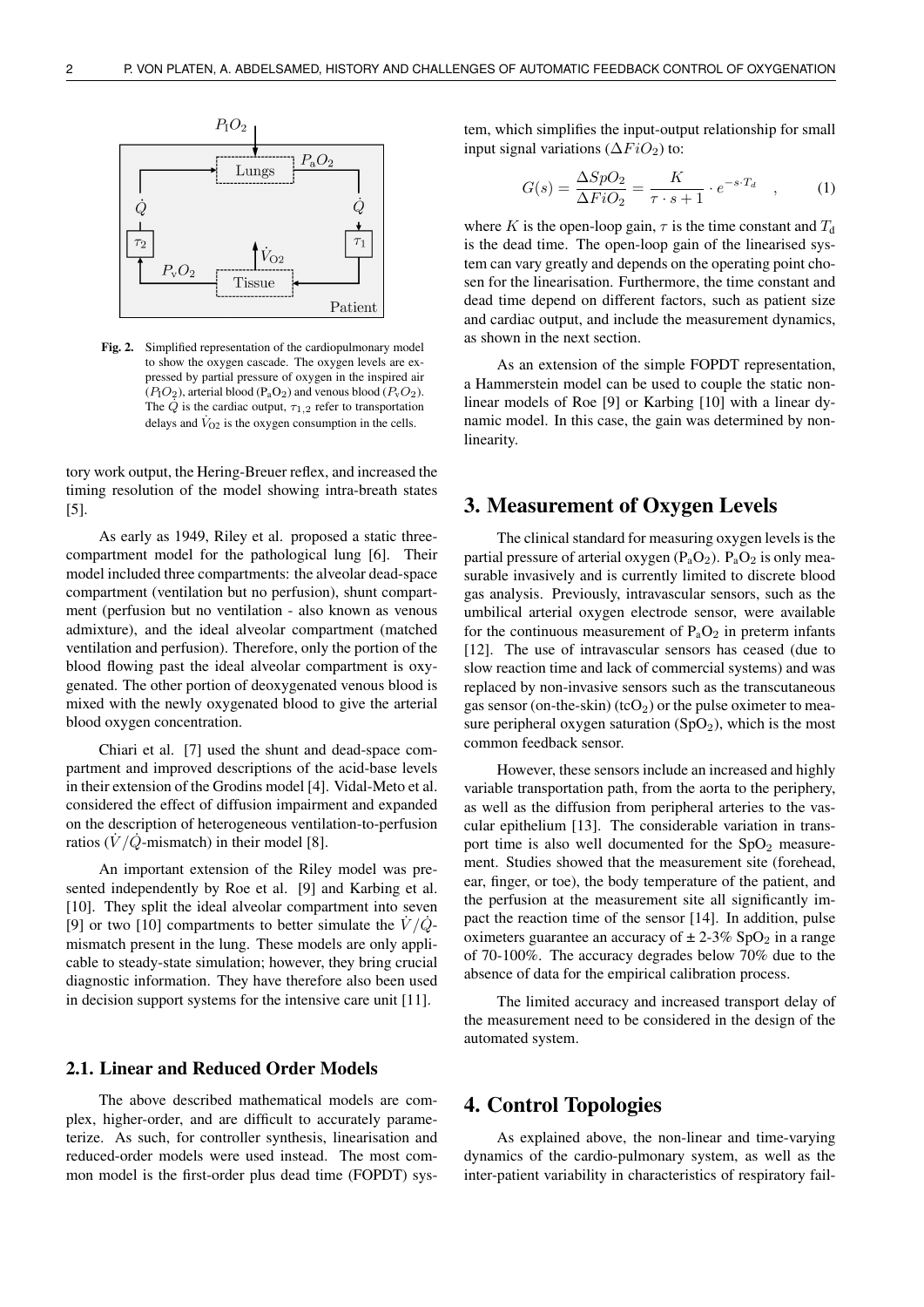Fig. 2. Simplified representation of the cardiopulmonary model to show the oxygen cascade. The oxygen levels are expressed by partial pressure of oxygen in the inspired air ($P_IO_2$), arterial blood ($P_aO_2$) and venous blood ($P_vO_2$). The $\dot{Q}$ is the cardiac output, $\tau_{1,2}$ refer to transportation delays and $\dot{V}_{O2}$ is the oxygen consumption in the cells.

tory work output, the Hering-Breuer reflex, and increased the timing resolution of the model showing intra-breath states [5].

As early as 1949, Riley et al. proposed a static three-compartment model for the pathological lung [6]. Their model included three compartments: the alveolar dead-space compartment (ventilation but no perfusion), shunt compartment (perfusion but no ventilation - also known as venous admixture), and the ideal alveolar compartment (matched ventilation and perfusion). Therefore, only the portion of the blood flowing past the ideal alveolar compartment is oxygenated. The other portion of deoxygenated venous blood is mixed with the newly oxygenated blood to give the arterial blood oxygen concentration.

Chiari et al. [7] used the shunt and dead-space compartment and improved descriptions of the acid-base levels in their extension of the Grodins model [4]. Vidal-Meto et al. considered the effect of diffusion impairment and expanded on the description of heterogeneous ventilation-to-perfusion ratios ($\dot{V}/\dot{Q}$-mismatch) in their model [8].

An important extension of the Riley model was presented independently by Roe et al. [9] and Karbing et al. [10]. They split the ideal alveolar compartment into seven [9] or two [10] compartments to better simulate the $\dot{V}/\dot{Q}$-mismatch present in the lung. These models are only applicable to steady-state simulation; however, they bring crucial diagnostic information. They have therefore also been used in decision support systems for the intensive care unit [11].

### 2.1. Linear and Reduced Order Models

The above described mathematical models are complex, higher-order, and are difficult to accurately parameterize. As such, for controller synthesis, linearisation and reduced-order models were used instead. The most common model is the first-order plus dead time (FOPDT) system, which simplifies the input-output relationship for small input signal variations ($\Delta FiO_2$) to:

$$G(s) = \frac{\Delta SpO_2}{\Delta FiO_2} = \frac{K}{\tau \cdot s + 1} \cdot e^{-s \cdot T_d} \quad , \tag{1}$$

where $K$ is the open-loop gain, $\tau$ is the time constant and $T_d$ is the dead time. The open-loop gain of the linearised system can vary greatly and depends on the operating point chosen for the linearisation. Furthermore, the time constant and dead time depend on different factors, such as patient size and cardiac output, and include the measurement dynamics, as shown in the next section.

As an extension of the simple FOPDT representation, a Hammerstein model can be used to couple the static non-linear models of Roe [9] or Karbing [10] with a linear dynamic model. In this case, the gain was determined by non-linearity.

## 3. Measurement of Oxygen Levels

The clinical standard for measuring oxygen levels is the partial pressure of arterial oxygen ($P_aO_2$). $P_aO_2$ is only measurable invasively and is currently limited to discrete blood gas analysis. Previously, intravascular sensors, such as the umbilical arterial oxygen electrode sensor, were available for the continuous measurement of $P_aO_2$ in preterm infants [12]. The use of intravascular sensors has ceased (due to slow reaction time and lack of commercial systems) and was replaced by non-invasive sensors such as the transcutaneous gas sensor (on-the-skin) ($tcO_2$) or the pulse oximeter to measure peripheral oxygen saturation ($SpO_2$), which is the most common feedback sensor.

However, these sensors include an increased and highly variable transportation path, from the aorta to the periphery, as well as the diffusion from peripheral arteries to the vascular epithelium [13]. The considerable variation in transport time is also well documented for the $SpO_2$ measurement. Studies showed that the measurement site (forehead, ear, finger, or toe), the body temperature of the patient, and the perfusion at the measurement site all significantly impact the reaction time of the sensor [14]. In addition, pulse oximeters guarantee an accuracy of ± 2-3% $SpO_2$ in a range of 70-100%. The accuracy degrades below 70% due to the absence of data for the empirical calibration process.

The limited accuracy and increased transport delay of the measurement need to be considered in the design of the automated system.

## 4. Control Topologies

As explained above, the non-linear and time-varying dynamics of the cardio-pulmonary system, as well as the inter-patient variability in characteristics of respiratory fail-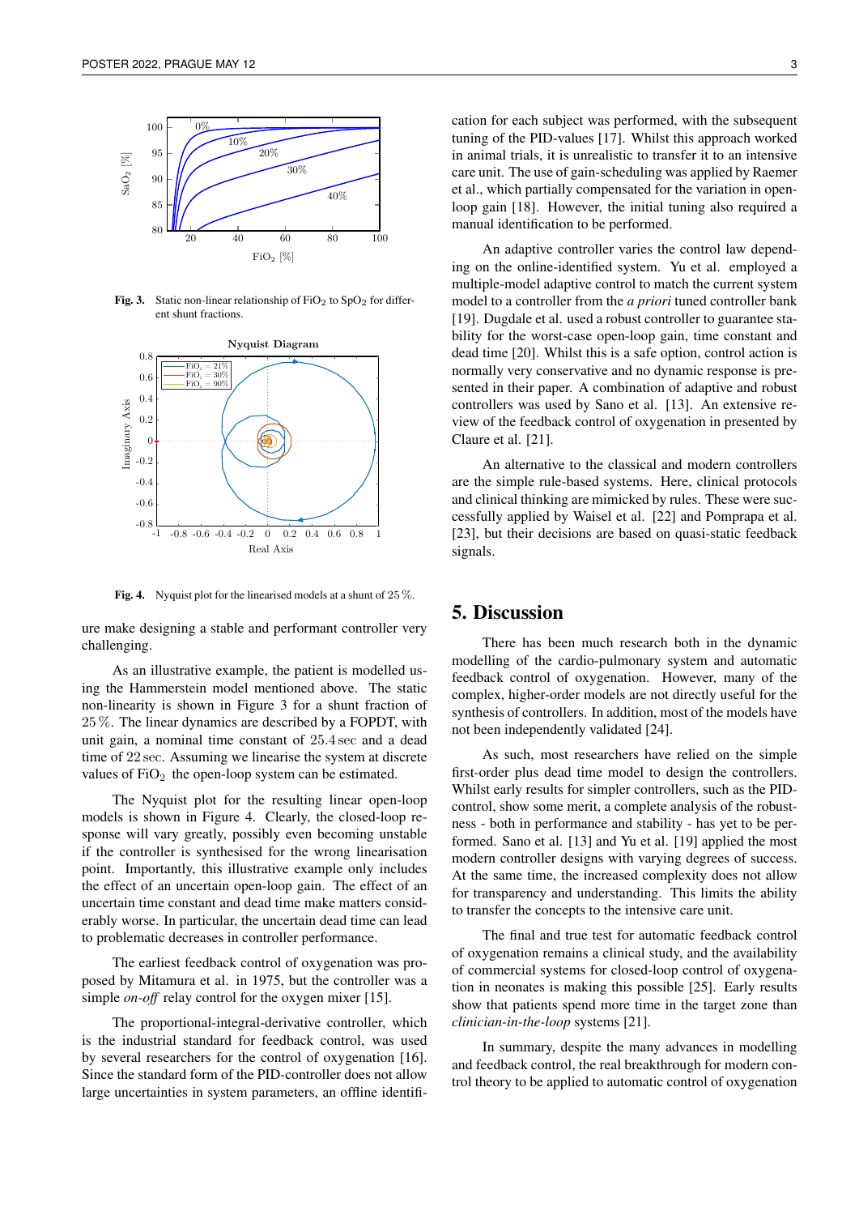Fig. 3. Static non-linear relationship of $FiO_2$ to $SpO_2$ for different shunt fractions.

Fig. 4. Nyquist plot for the linearised models at a shunt of 25 %.

ure make designing a stable and performant controller very challenging.

As an illustrative example, the patient is modelled using the Hammerstein model mentioned above. The static non-linearity is shown in Figure 3 for a shunt fraction of 25 %. The linear dynamics are described by a FOPDT, with unit gain, a nominal time constant of 25.4 sec and a dead time of 22 sec. Assuming we linearise the system at discrete values of $FiO_2$ the open-loop system can be estimated.

The Nyquist plot for the resulting linear open-loop models is shown in Figure 4. Clearly, the closed-loop response will vary greatly, possibly even becoming unstable if the controller is synthesised for the wrong linearisation point. Importantly, this illustrative example only includes the effect of an uncertain open-loop gain. The effect of an uncertain time constant and dead time make matters considerably worse. In particular, the uncertain dead time can lead to problematic decreases in controller performance.

The earliest feedback control of oxygenation was proposed by Mitamura et al. in 1975, but the controller was a simple *on-off* relay control for the oxygen mixer [15].

The proportional-integral-derivative controller, which is the industrial standard for feedback control, was used by several researchers for the control of oxygenation [16]. Since the standard form of the PID-controller does not allow large uncertainties in system parameters, an offline identification for each subject was performed, with the subsequent tuning of the PID-values [17]. Whilst this approach worked in animal trials, it is unrealistic to transfer it to an intensive care unit. The use of gain-scheduling was applied by Raemer et al., which partially compensated for the variation in open-loop gain [18]. However, the initial tuning also required a manual identification to be performed.

An adaptive controller varies the control law depending on the online-identified system. Yu et al. employed a multiple-model adaptive control to match the current system model to a controller from the *a priori* tuned controller bank [19]. Dugdale et al. used a robust controller to guarantee stability for the worst-case open-loop gain, time constant and dead time [20]. Whilst this is a safe option, control action is normally very conservative and no dynamic response is presented in their paper. A combination of adaptive and robust controllers was used by Sano et al. [13]. An extensive review of the feedback control of oxygenation in presented by Claure et al. [21].

An alternative to the classical and modern controllers are the simple rule-based systems. Here, clinical protocols and clinical thinking are mimicked by rules. These were successfully applied by Waisel et al. [22] and Pomprapa et al. [23], but their decisions are based on quasi-static feedback signals.

## 5. Discussion

There has been much research both in the dynamic modelling of the cardio-pulmonary system and automatic feedback control of oxygenation. However, many of the complex, higher-order models are not directly useful for the synthesis of controllers. In addition, most of the models have not been independently validated [24].

As such, most researchers have relied on the simple first-order plus dead time model to design the controllers. Whilst early results for simpler controllers, such as the PID-control, show some merit, a complete analysis of the robustness - both in performance and stability - has yet to be performed. Sano et al. [13] and Yu et al. [19] applied the most modern controller designs with varying degrees of success. At the same time, the increased complexity does not allow for transparency and understanding. This limits the ability to transfer the concepts to the intensive care unit.

The final and true test for automatic feedback control of oxygenation remains a clinical study, and the availability of commercial systems for closed-loop control of oxygenation in neonates is making this possible [25]. Early results show that patients spend more time in the target zone than *clinician-in-the-loop* systems [21].

In summary, despite the many advances in modelling and feedback control, the real breakthrough for modern control theory to be applied to automatic control of oxygenation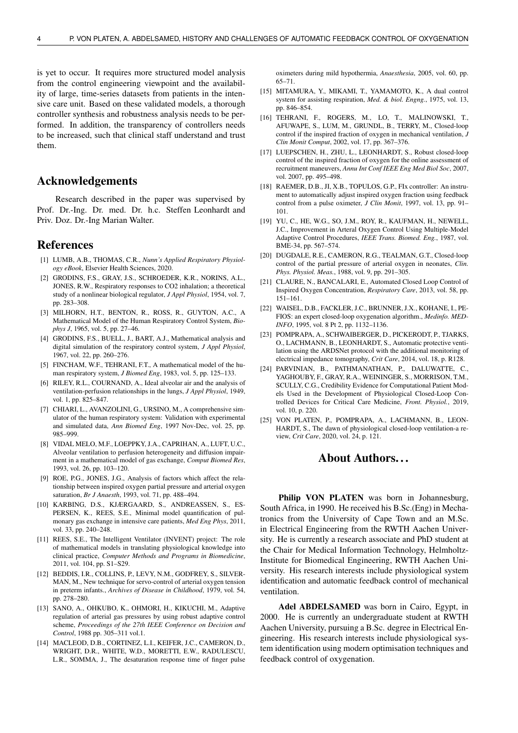is yet to occur. It requires more structured model analysis from the control engineering viewpoint and the availability of large, time-series datasets from patients in the intensive care unit. Based on these validated models, a thorough controller synthesis and robustness analysis needs to be performed. In addition, the transparency of controllers needs to be increased, such that clinical staff understand and trust them.

## Acknowledgements

Research described in the paper was supervised by Prof. Dr.-Ing. Dr. med. Dr. h.c. Steffen Leonhardt and Priv. Doz. Dr.-Ing Marian Walter.

## References

[1] LUMB, A.B., THOMAS, C.R., *Nunn's Applied Respiratory Physiology eBook*, Elsevier Health Sciences, 2020.

[2] GRODINS, F.S., GRAY, J.S., SCHROEDER, K.R., NORINS, A.L., JONES, R.W., Respiratory responses to CO2 inhalation; a theoretical study of a nonlinear biological regulator, *J Appl Physiol*, 1954, vol. 7, pp. 283–308.

[3] MILHORN, H.T., BENTON, R., ROSS, R., GUYTON, A.C., A Mathematical Model of the Human Respiratory Control System, *Biophys J*, 1965, vol. 5, pp. 27–46.

[4] GRODINS, F.S., BUELL, J., BART, A.J., Mathematical analysis and digital simulation of the respiratory control system, *J Appl Physiol*, 1967, vol. 22, pp. 260–276.

[5] FINCHAM, W.F., TEHRANI, F.T., A mathematical model of the human respiratory system, *J Biomed Eng*, 1983, vol. 5, pp. 125–133.

[6] RILEY, R.L., COURNAND, A., Ideal alveolar air and the analysis of ventilation-perfusion relationships in the lungs, *J Appl Physiol*, 1949, vol. 1, pp. 825–847.

[7] CHIARI, L., AVANZOLINI, G., URSINO, M., A comprehensive simulator of the human respiratory system: Validation with experimental and simulated data, *Ann Biomed Eng*, 1997 Nov-Dec, vol. 25, pp. 985–999.

[8] VIDAL MELO, M.F., LOEPPKY, J.A., CAPRIHAN, A., LUFT, U.C., Alveolar ventilation to perfusion heterogeneity and diffusion impairment in a mathematical model of gas exchange, *Comput Biomed Res*, 1993, vol. 26, pp. 103–120.

[9] ROE, P.G., JONES, J.G., Analysis of factors which affect the relationship between inspired oxygen partial pressure and arterial oxygen saturation, *Br J Anaesth*, 1993, vol. 71, pp. 488–494.

[10] KARBING, D.S., KJÆRGAARD, S., ANDREASSEN, S., ESPERSEN, K., REES, S.E., Minimal model quantification of pulmonary gas exchange in intensive care patients, *Med Eng Phys*, 2011, vol. 33, pp. 240–248.

[11] REES, S.E., The Intelligent Ventilator (INVENT) project: The role of mathematical models in translating physiological knowledge into clinical practice, *Computer Methods and Programs in Biomedicine*, 2011, vol. 104, pp. S1–S29.

[12] BEDDIS, I.R., COLLINS, P., LEVY, N.M., GODFREY, S., SILVERMAN, M., New technique for servo-control of arterial oxygen tension in preterm infants., *Archives of Disease in Childhood*, 1979, vol. 54, pp. 278–280.

[13] SANO, A., OHKUBO, K., OHMORI, H., KIKUCHI, M., Adaptive regulation of arterial gas pressures by using robust adaptive control scheme, *Proceedings of the 27th IEEE Conference on Decision and Control*, 1988 pp. 305–311 vol.1.

[14] MACLEOD, D.B., CORTINEZ, L.I., KEIFER, J.C., CAMERON, D., WRIGHT, D.R., WHITE, W.D., MORETTI, E.W., RADULESCU, L.R., SOMMA, J., The desaturation response time of finger pulse oximeters during mild hypothermia, *Anaesthesia*, 2005, vol. 60, pp. 65–71.

[15] MITAMURA, Y., MIKAMI, T., YAMAMOTO, K., A dual control system for assisting respiration, *Med. & biol. Engng.*, 1975, vol. 13, pp. 846–854.

[16] TEHRANI, F., ROGERS, M., LO, T., MALINOWSKI, T., AFUWAPE, S., LUM, M., GRUNDL, B., TERRY, M., Closed-loop control if the inspired fraction of oxygen in mechanical ventilation, *J Clin Monit Comput*, 2002, vol. 17, pp. 367–376.

[17] LUEPSCHEN, H., ZHU, L., LEONHARDT, S., Robust closed-loop control of the inspired fraction of oxygen for the online assessment of recruitment maneuvers, *Annu Int Conf IEEE Eng Med Biol Soc*, 2007, vol. 2007, pp. 495–498.

[18] RAEMER, D.B., JI, X.B., TOPULOS, G.P., FIx controller: An instrument to automatically adjust inspired oxygen fraction using feedback control from a pulse oximeter, *J Clin Monit*, 1997, vol. 13, pp. 91–101.

[19] YU, C., HE, W.G., SO, J.M., ROY, R., KAUFMAN, H., NEWELL, J.C., Improvement in Arteral Oxygen Control Using Multiple-Model Adaptive Control Procedures, *IEEE Trans. Biomed. Eng.*, 1987, vol. BME-34, pp. 567–574.

[20] DUGDALE, R.E., CAMERON, R.G., TEALMAN, G.T., Closed-loop control of the partial pressure of arterial oxygen in neonates, *Clin. Phys. Physiol. Meas.*, 1988, vol. 9, pp. 291–305.

[21] CLAURE, N., BANCALARI, E., Automated Closed Loop Control of Inspired Oxygen Concentration, *Respiratory Care*, 2013, vol. 58, pp. 151–161.

[22] WAISEL, D.B., FACKLER, J.C., BRUNNER, J.X., KOHANE, I., PEFIOS: an expert closed-loop oxygenation algorithm., *Medinfo. MEDINFO*, 1995, vol. 8 Pt 2, pp. 1132–1136.

[23] POMPRAPA, A., SCHWAIBERGER, D., PICKERODT, P., TJARKS, O., LACHMANN, B., LEONHARDT, S., Automatic protective ventilation using the ARDSNet protocol with the additional monitoring of electrical impedance tomography, *Crit Care*, 2014, vol. 18, p. R128.

[24] PARVINIAN, B., PATHMANATHAN, P., DALUWATTE, C., YAGHOUBY, F., GRAY, R.A., WEININGER, S., MORRISON, T.M., SCULLY, C.G., Credibility Evidence for Computational Patient Models Used in the Development of Physiological Closed-Loop Controlled Devices for Critical Care Medicine, *Front. Physiol.*, 2019, vol. 10, p. 220.

[25] VON PLATEN, P., POMPRAPA, A., LACHMANN, B., LEONHARDT, S., The dawn of physiological closed-loop ventilation-a review, *Crit Care*, 2020, vol. 24, p. 121.

## About Authors...

**Philip VON PLATEN** was born in Johannesburg, South Africa, in 1990. He received his B.Sc.(Eng) in Mechatronics from the University of Cape Town and an M.Sc. in Electrical Engineering from the RWTH Aachen University. He is currently a research associate and PhD student at the Chair for Medical Information Technology, Helmholtz-Institute for Biomedical Engineering, RWTH Aachen University. His research interests include physiological system identification and automatic feedback control of mechanical ventilation.

**Adel ABDELSAMED** was born in Cairo, Egypt, in 2000. He is currently an undergraduate student at RWTH Aachen University, pursuing a B.Sc. degree in Electrical Engineering. His research interests include physiological system identification using modern optimisation techniques and feedback control of oxygenation.